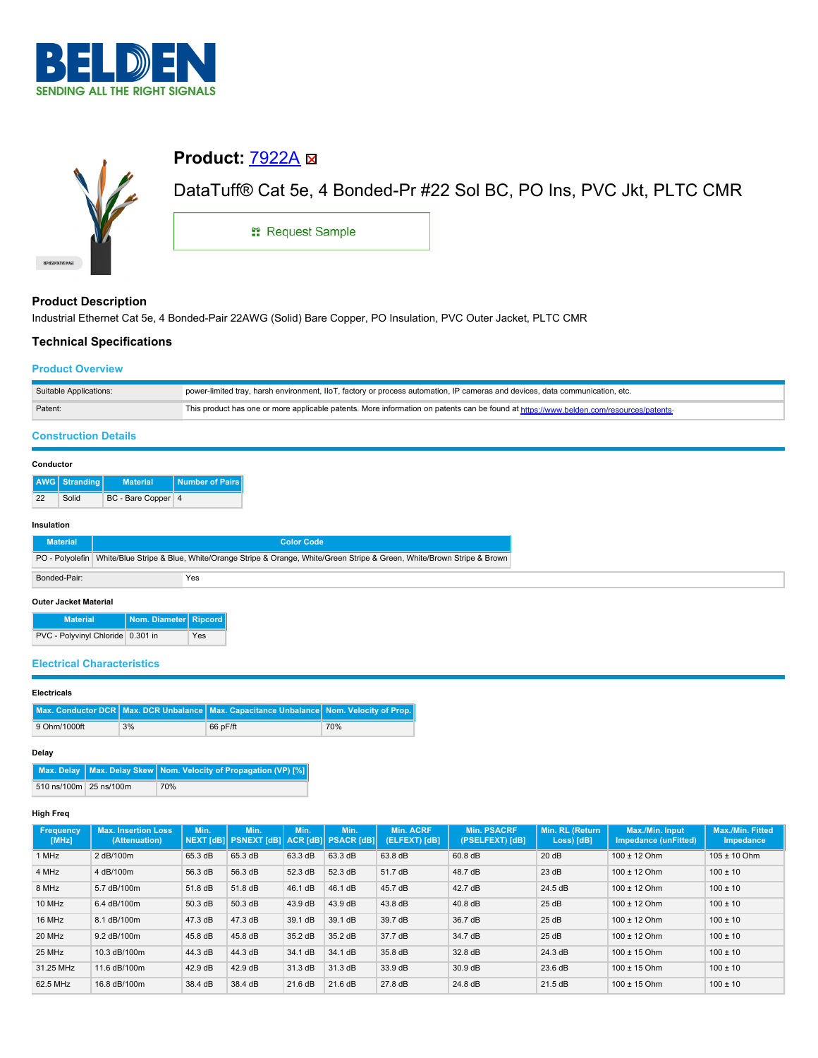# Product: 7922A

DataTuff® Cat 5e, 4 Bonded-Pr #22 Sol BC, PO Ins, PVC Jkt, PLTC CMR

Request Sample

## Product Description

Industrial Ethernet Cat 5e, 4 Bonded-Pair 22AWG (Solid) Bare Copper, PO Insulation, PVC Outer Jacket, PLTC CMR

## Technical Specifications

### Product Overview

| | |
|---|---|
| Suitable Applications: | power-limited tray, harsh environment, IIoT, factory or process automation, IP cameras and devices, data communication, etc. |
| Patent: | This product has one or more applicable patents. More information on patents can be found at https://www.belden.com/resources/patents. |

### Construction Details

**Conductor**

| AWG | Stranding | Material | Number of Pairs |
|---|---|---|---|
| 22 | Solid | BC - Bare Copper | 4 |

**Insulation**

| Material | Color Code |
|---|---|
| PO - Polyolefin | White/Blue Stripe & Blue, White/Orange Stripe & Orange, White/Green Stripe & Green, White/Brown Stripe & Brown |

| | |
|---|---|
| Bonded-Pair: | Yes |

**Outer Jacket Material**

| Material | Nom. Diameter | Ripcord |
|---|---|---|
| PVC - Polyvinyl Chloride | 0.301 in | Yes |

### Electrical Characteristics

**Electricals**

| Max. Conductor DCR | Max. DCR Unbalance | Max. Capacitance Unbalance | Nom. Velocity of Prop. |
|---|---|---|---|
| 9 Ohm/1000ft | 3% | 66 pF/ft | 70% |

**Delay**

| Max. Delay | Max. Delay Skew | Nom. Velocity of Propagation (VP) [%] |
|---|---|---|
| 510 ns/100m | 25 ns/100m | 70% |

**High Freq**

| Frequency [MHz] | Max. Insertion Loss (Attenuation) | Min. NEXT [dB] | Min. PSNEXT [dB] | Min. ACR [dB] | Min. PSACR [dB] | Min. ACRF (ELFEXT) [dB] | Min. PSACRF (PSELFEXT) [dB] | Min. RL (Return Loss) [dB] | Max./Min. Input Impedance (unFitted) | Max./Min. Fitted Impedance |
|---|---|---|---|---|---|---|---|---|---|---|
| 1 MHz | 2 dB/100m | 65.3 dB | 65.3 dB | 63.3 dB | 63.3 dB | 63.8 dB | 60.8 dB | 20 dB | 100 ± 12 Ohm | 105 ± 10 Ohm |
| 4 MHz | 4 dB/100m | 56.3 dB | 56.3 dB | 52.3 dB | 52.3 dB | 51.7 dB | 48.7 dB | 23 dB | 100 ± 12 Ohm | 100 ± 10 |
| 8 MHz | 5.7 dB/100m | 51.8 dB | 51.8 dB | 46.1 dB | 46.1 dB | 45.7 dB | 42.7 dB | 24.5 dB | 100 ± 12 Ohm | 100 ± 10 |
| 10 MHz | 6.4 dB/100m | 50.3 dB | 50.3 dB | 43.9 dB | 43.9 dB | 43.8 dB | 40.8 dB | 25 dB | 100 ± 12 Ohm | 100 ± 10 |
| 16 MHz | 8.1 dB/100m | 47.3 dB | 47.3 dB | 39.1 dB | 39.1 dB | 39.7 dB | 36.7 dB | 25 dB | 100 ± 12 Ohm | 100 ± 10 |
| 20 MHz | 9.2 dB/100m | 45.8 dB | 45.8 dB | 35.2 dB | 35.2 dB | 37.7 dB | 34.7 dB | 25 dB | 100 ± 12 Ohm | 100 ± 10 |
| 25 MHz | 10.3 dB/100m | 44.3 dB | 44.3 dB | 34.1 dB | 34.1 dB | 35.8 dB | 32.8 dB | 24.3 dB | 100 ± 15 Ohm | 100 ± 10 |
| 31.25 MHz | 11.6 dB/100m | 42.9 dB | 42.9 dB | 31.3 dB | 31.3 dB | 33.9 dB | 30.9 dB | 23.6 dB | 100 ± 15 Ohm | 100 ± 10 |
| 62.5 MHz | 16.8 dB/100m | 38.4 dB | 38.4 dB | 21.6 dB | 21.6 dB | 27.8 dB | 24.8 dB | 21.5 dB | 100 ± 15 Ohm | 100 ± 10 |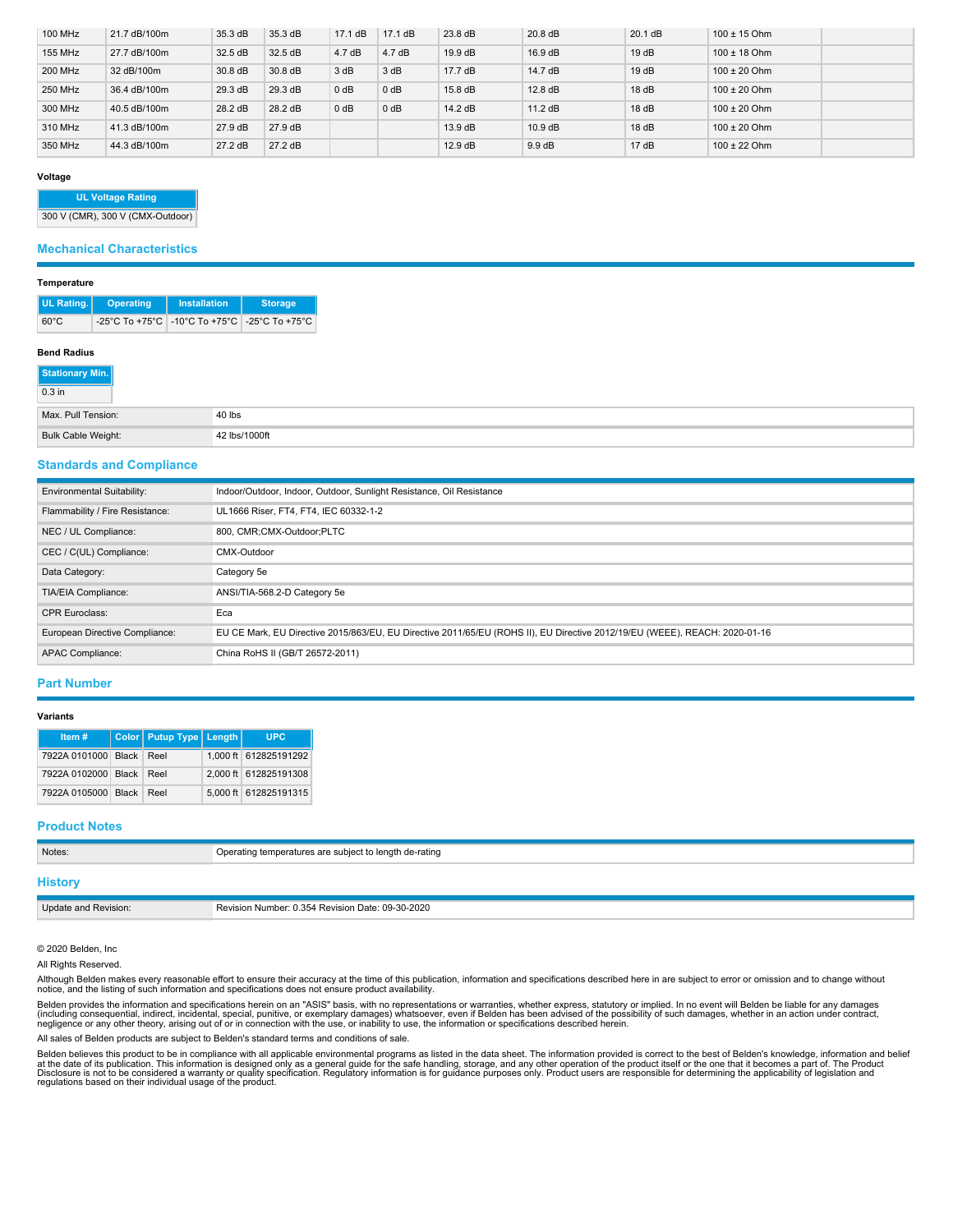| | | | | | | | | | | |
|---|---|---|---|---|---|---|---|---|---|---|
| 100 MHz | 21.7 dB/100m | 35.3 dB | 35.3 dB | 17.1 dB | 17.1 dB | 23.8 dB | 20.8 dB | 20.1 dB | 100 ± 15 Ohm | |
| 155 MHz | 27.7 dB/100m | 32.5 dB | 32.5 dB | 4.7 dB | 4.7 dB | 19.9 dB | 16.9 dB | 19 dB | 100 ± 18 Ohm | |
| 200 MHz | 32 dB/100m | 30.8 dB | 30.8 dB | 3 dB | 3 dB | 17.7 dB | 14.7 dB | 19 dB | 100 ± 20 Ohm | |
| 250 MHz | 36.4 dB/100m | 29.3 dB | 29.3 dB | 0 dB | 0 dB | 15.8 dB | 12.8 dB | 18 dB | 100 ± 20 Ohm | |
| 300 MHz | 40.5 dB/100m | 28.2 dB | 28.2 dB | 0 dB | 0 dB | 14.2 dB | 11.2 dB | 18 dB | 100 ± 20 Ohm | |
| 310 MHz | 41.3 dB/100m | 27.9 dB | 27.9 dB | | | 13.9 dB | 10.9 dB | 18 dB | 100 ± 20 Ohm | |
| 350 MHz | 44.3 dB/100m | 27.2 dB | 27.2 dB | | | 12.9 dB | 9.9 dB | 17 dB | 100 ± 22 Ohm | |

**Voltage**

| UL Voltage Rating |
|---|
| 300 V (CMR), 300 V (CMX-Outdoor) |

## Mechanical Characteristics

**Temperature**

| UL Rating. | Operating | Installation | Storage |
|---|---|---|---|
| 60°C | -25°C To +75°C | -10°C To +75°C | -25°C To +75°C |

**Bend Radius**

| Stationary Min. |
|---|
| 0.3 in |

| | |
|---|---|
| Max. Pull Tension: | 40 lbs |
| Bulk Cable Weight: | 42 lbs/1000ft |

## Standards and Compliance

| | |
|---|---|
| Environmental Suitability: | Indoor/Outdoor, Indoor, Outdoor, Sunlight Resistance, Oil Resistance |
| Flammability / Fire Resistance: | UL1666 Riser, FT4, FT4, IEC 60332-1-2 |
| NEC / UL Compliance: | 800, CMR;CMX-Outdoor;PLTC |
| CEC / C(UL) Compliance: | CMX-Outdoor |
| Data Category: | Category 5e |
| TIA/EIA Compliance: | ANSI/TIA-568.2-D Category 5e |
| CPR Euroclass: | Eca |
| European Directive Compliance: | EU CE Mark, EU Directive 2015/863/EU, EU Directive 2011/65/EU (ROHS II), EU Directive 2012/19/EU (WEEE), REACH: 2020-01-16 |
| APAC Compliance: | China RoHS II (GB/T 26572-2011) |

## Part Number

**Variants**

| Item # | Color | Putup Type | Length | UPC |
|---|---|---|---|---|
| 7922A 0101000 | Black | Reel | 1,000 ft | 612825191292 |
| 7922A 0102000 | Black | Reel | 2,000 ft | 612825191308 |
| 7922A 0105000 | Black | Reel | 5,000 ft | 612825191315 |

## Product Notes

| | |
|---|---|
| Notes: | Operating temperatures are subject to length de-rating |

## History

| | |
|---|---|
| Update and Revision: | Revision Number: 0.354 Revision Date: 09-30-2020 |

© 2020 Belden, Inc

All Rights Reserved.

Although Belden makes every reasonable effort to ensure their accuracy at the time of this publication, information and specifications described here in are subject to error or omission and to change without notice, and the listing of such information and specifications does not ensure product availability.

Belden provides the information and specifications herein on an "ASIS" basis, with no representations or warranties, whether express, statutory or implied. In no event will Belden be liable for any damages (including consequential, indirect, incidental, special, punitive, or exemplary damages) whatsoever, even if Belden has been advised of the possibility of such damages, whether in an action under contract, negligence or any other theory, arising out of or in connection with the use, or inability to use, the information or specifications described herein.

All sales of Belden products are subject to Belden's standard terms and conditions of sale.

Belden believes this product to be in compliance with all applicable environmental programs as listed in the data sheet. The information provided is correct to the best of Belden's knowledge, information and belief at the date of its publication. This information is designed only as a general guide for the safe handling, storage, and any other operation of the product itself or the one that it becomes a part of. The Product Disclosure is not to be considered a warranty or quality specification. Regulatory information is for guidance purposes only. Product users are responsible for determining the applicability of legislation and regulations based on their individual usage of the product.